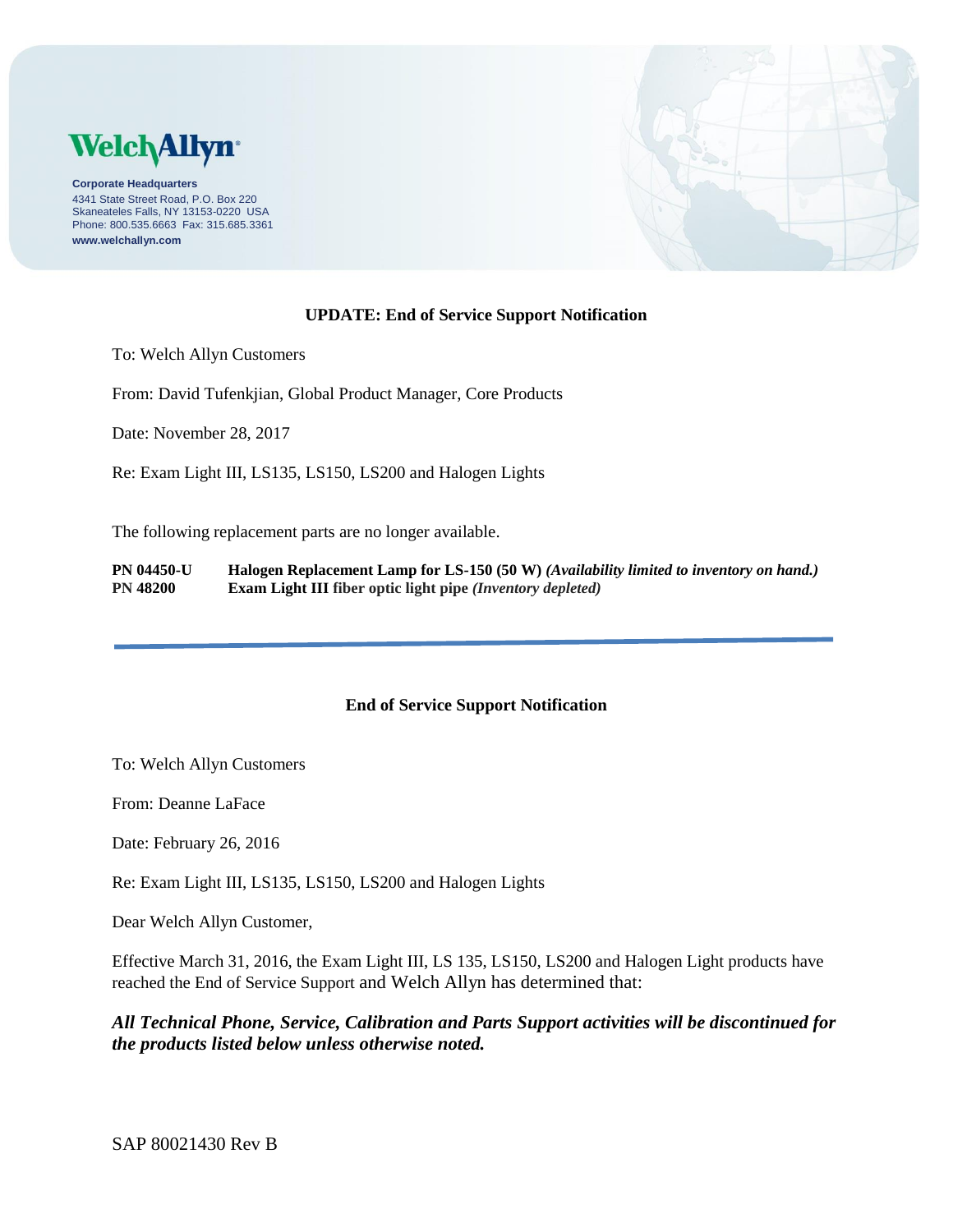**Welch Allyn**

**Corporate Headquarters**
4341 State Street Road, P.O. Box 220
Skaneateles Falls, NY 13153-0220 USA
Phone: 800.535.6663 Fax: 315.685.3361
**www.welchallyn.com**

## UPDATE: End of Service Support Notification

To: Welch Allyn Customers

From: David Tufenkjian, Global Product Manager, Core Products

Date: November 28, 2017

Re: Exam Light III, LS135, LS150, LS200 and Halogen Lights

The following replacement parts are no longer available.

**PN 04450-U** **Halogen Replacement Lamp for LS-150 (50 W)** ***(Availability limited to inventory on hand.)***
**PN 48200** **Exam Light III fiber optic light pipe** ***(Inventory depleted)***

---

## End of Service Support Notification

To: Welch Allyn Customers

From: Deanne LaFace

Date: February 26, 2016

Re: Exam Light III, LS135, LS150, LS200 and Halogen Lights

Dear Welch Allyn Customer,

Effective March 31, 2016, the Exam Light III, LS 135, LS150, LS200 and Halogen Light products have reached the End of Service Support and Welch Allyn has determined that:

***All Technical Phone, Service, Calibration and Parts Support activities will be discontinued for the products listed below unless otherwise noted.***

SAP 80021430 Rev B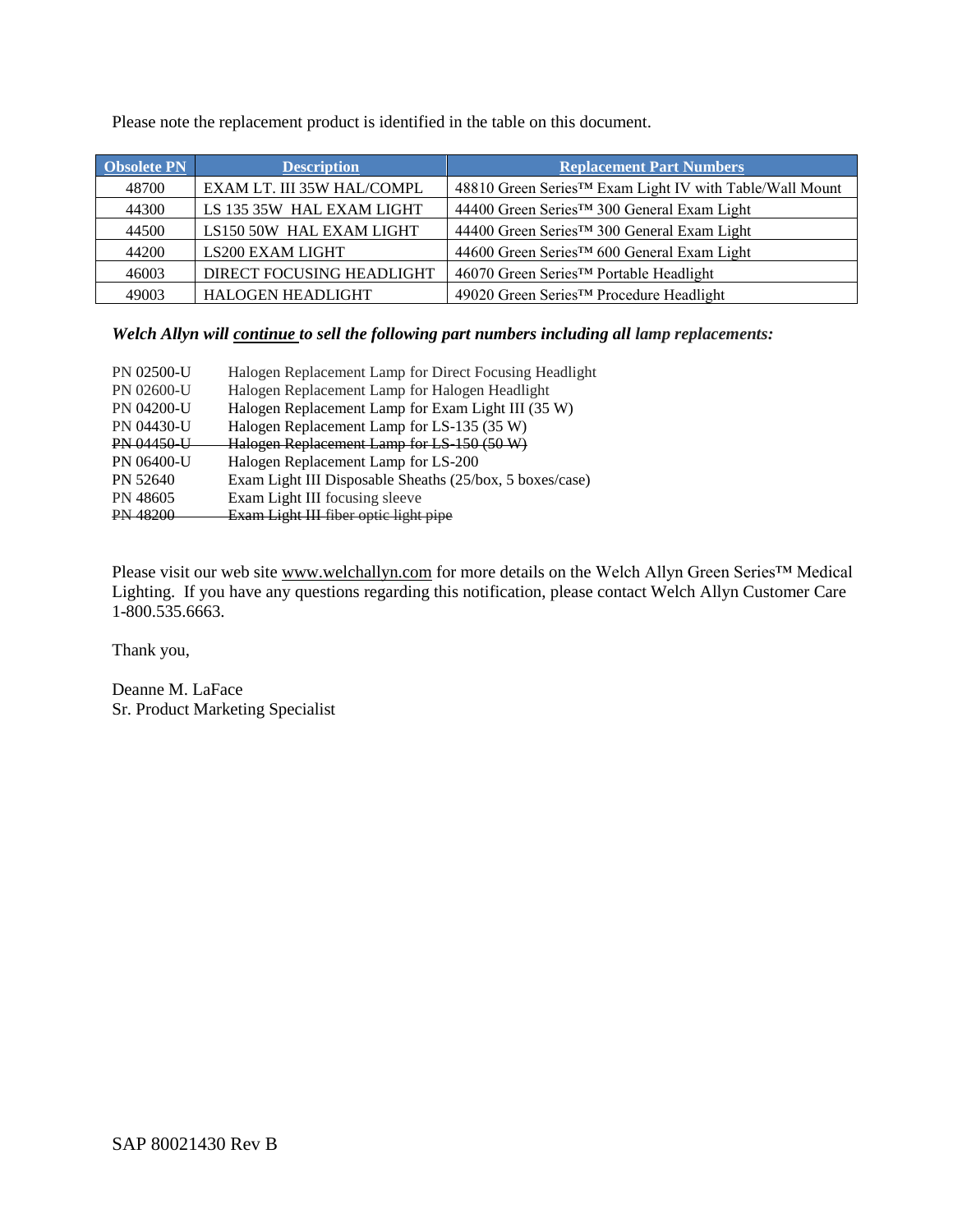Please note the replacement product is identified in the table on this document.

| Obsolete PN | Description | Replacement Part Numbers |
|---|---|---|
| 48700 | EXAM LT. III 35W HAL/COMPL | 48810 Green Series™ Exam Light IV with Table/Wall Mount |
| 44300 | LS 135 35W HAL EXAM LIGHT | 44400 Green Series™ 300 General Exam Light |
| 44500 | LS150 50W HAL EXAM LIGHT | 44400 Green Series™ 300 General Exam Light |
| 44200 | LS200 EXAM LIGHT | 44600 Green Series™ 600 General Exam Light |
| 46003 | DIRECT FOCUSING HEADLIGHT | 46070 Green Series™ Portable Headlight |
| 49003 | HALOGEN HEADLIGHT | 49020 Green Series™ Procedure Headlight |

***Welch Allyn will continue to sell the following part numbers including all lamp replacements:***

| | |
|---|---|
| PN 02500-U | Halogen Replacement Lamp for Direct Focusing Headlight |
| PN 02600-U | Halogen Replacement Lamp for Halogen Headlight |
| PN 04200-U | Halogen Replacement Lamp for Exam Light III (35 W) |
| PN 04430-U | Halogen Replacement Lamp for LS-135 (35 W) |
| ~~PN 04450-U~~ | ~~Halogen Replacement Lamp for LS-150 (50 W)~~ |
| PN 06400-U | Halogen Replacement Lamp for LS-200 |
| PN 52640 | Exam Light III Disposable Sheaths (25/box, 5 boxes/case) |
| PN 48605 | Exam Light III focusing sleeve |
| ~~PN 48200~~ | ~~Exam Light III fiber optic light pipe~~ |

Please visit our web site www.welchallyn.com for more details on the Welch Allyn Green Series™ Medical Lighting. If you have any questions regarding this notification, please contact Welch Allyn Customer Care 1-800.535.6663.

Thank you,

Deanne M. LaFace
Sr. Product Marketing Specialist

SAP 80021430 Rev B